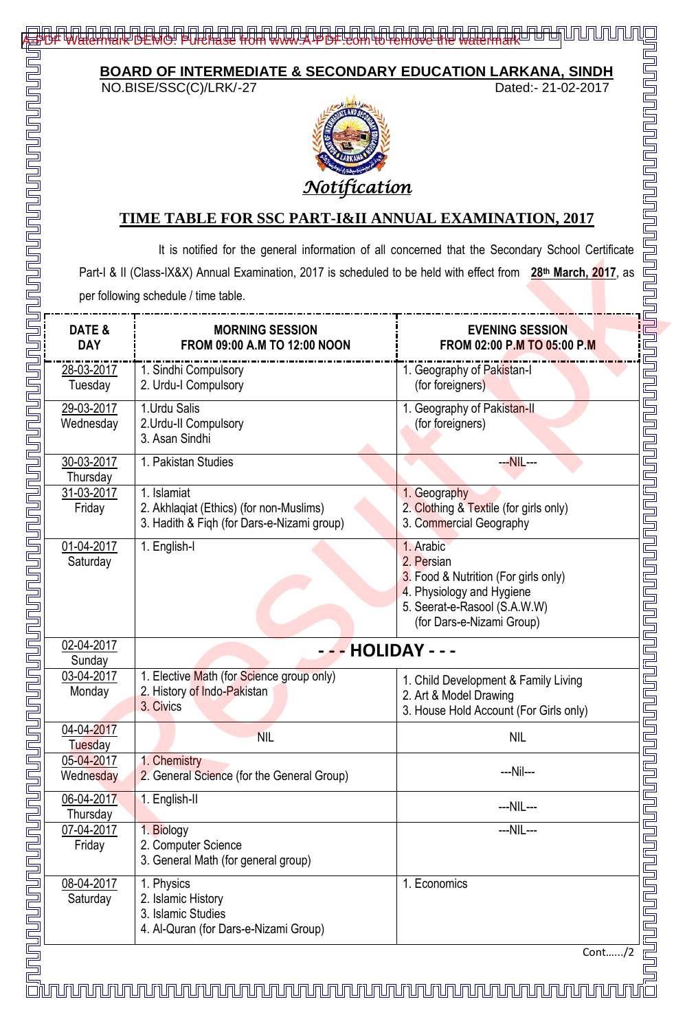**BOARD OF INTERMEDIATE & SECONDARY EDUCATION LARKANA, SINDH**

NO.BISE/SSC(C)/LRK/-27 Dated:- 21-02-2017

# *Notification*

## TIME TABLE FOR SSC PART-I&II ANNUAL EXAMINATION, 2017

It is notified for the general information of all concerned that the Secondary School Certificate Part-I & II (Class-IX&X) Annual Examination, 2017 is scheduled to be held with effect from **28th March, 2017**, as per following schedule / time table.

| DATE & DAY | MORNING SESSION FROM 09:00 A.M TO 12:00 NOON | EVENING SESSION FROM 02:00 P.M TO 05:00 P.M |
|---|---|---|
| 28-03-2017 Tuesday | 1. Sindhi Compulsory<br>2. Urdu-I Compulsory | 1. Geography of Pakistan-I (for foreigners) |
| 29-03-2017 Wednesday | 1.Urdu Salis<br>2.Urdu-II Compulsory<br>3. Asan Sindhi | 1. Geography of Pakistan-II (for foreigners) |
| 30-03-2017 Thursday | 1. Pakistan Studies | ---NIL--- |
| 31-03-2017 Friday | 1. Islamiat<br>2. Akhlaqiat (Ethics) (for non-Muslims)<br>3. Hadith & Fiqh (for Dars-e-Nizami group) | 1. Geography<br>2. Clothing & Textile (for girls only)<br>3. Commercial Geography |
| 01-04-2017 Saturday | 1. English-I | 1. Arabic<br>2. Persian<br>3. Food & Nutrition (For girls only)<br>4. Physiology and Hygiene<br>5. Seerat-e-Rasool (S.A.W.W) (for Dars-e-Nizami Group) |
| 02-04-2017 Sunday | - - - HOLIDAY - - - | |
| 03-04-2017 Monday | 1. Elective Math (for Science group only)<br>2. History of Indo-Pakistan<br>3. Civics | 1. Child Development & Family Living<br>2. Art & Model Drawing<br>3. House Hold Account (For Girls only) |
| 04-04-2017 Tuesday | NIL | NIL |
| 05-04-2017 Wednesday | 1. Chemistry<br>2. General Science (for the General Group) | ---Nil--- |
| 06-04-2017 Thursday | 1. English-II | ---NIL--- |
| 07-04-2017 Friday | 1. Biology<br>2. Computer Science<br>3. General Math (for general group) | ---NIL--- |
| 08-04-2017 Saturday | 1. Physics<br>2. Islamic History<br>3. Islamic Studies<br>4. Al-Quran (for Dars-e-Nizami Group) | 1. Economics |

Cont……/2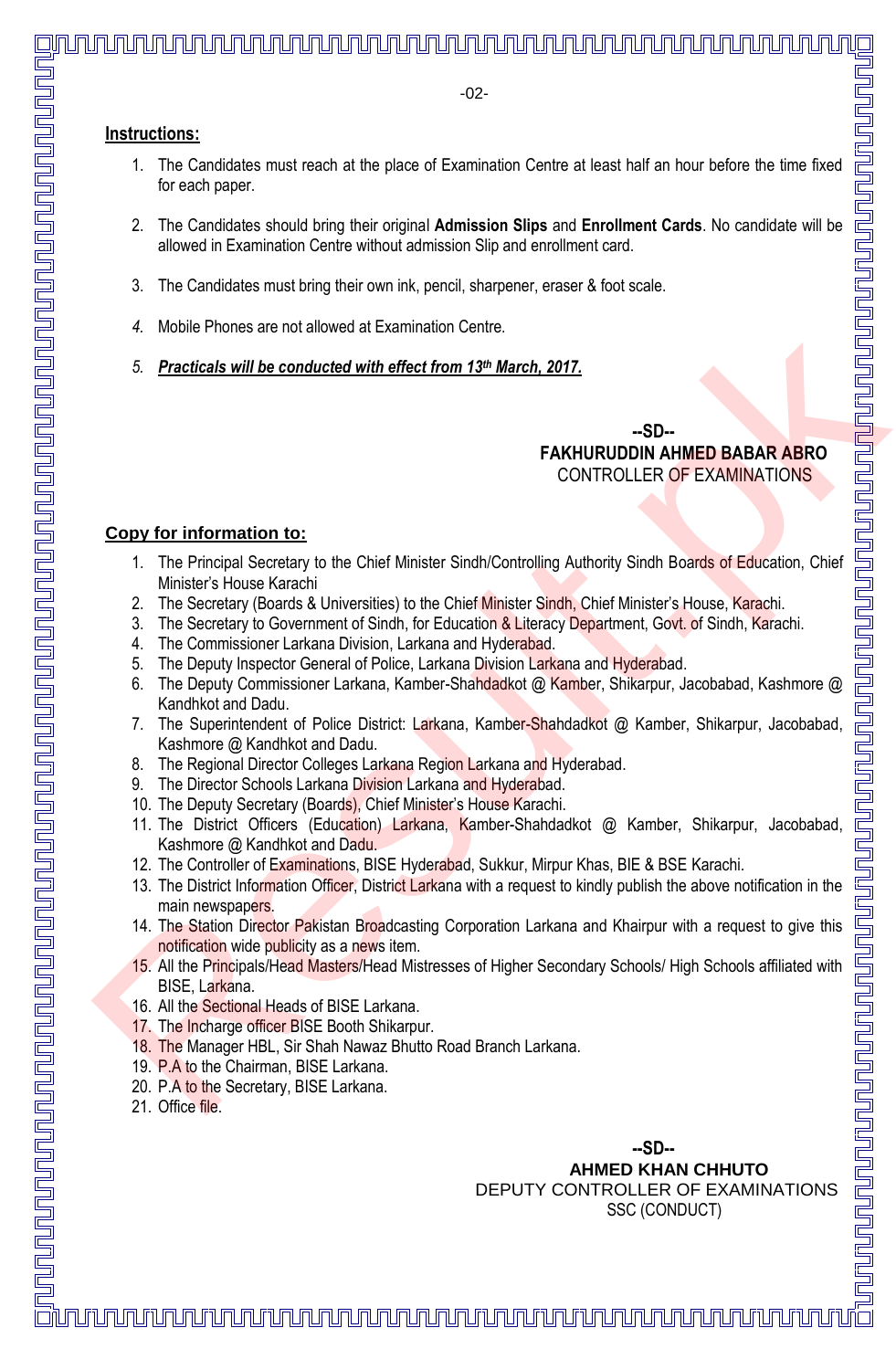**Instructions:**

1. The Candidates must reach at the place of Examination Centre at least half an hour before the time fixed for each paper.

2. The Candidates should bring their original **Admission Slips** and **Enrollment Cards**. No candidate will be allowed in Examination Centre without admission Slip and enrollment card.

3. The Candidates must bring their own ink, pencil, sharpener, eraser & foot scale.

4. Mobile Phones are not allowed at Examination Centre.

5. ***Practicals will be conducted with effect from 13th March, 2017.***

**--SD--**
**FAKHURUDDIN AHMED BABAR ABRO**
CONTROLLER OF EXAMINATIONS

**Copy for information to:**

1. The Principal Secretary to the Chief Minister Sindh/Controlling Authority Sindh Boards of Education, Chief Minister's House Karachi
2. The Secretary (Boards & Universities) to the Chief Minister Sindh, Chief Minister's House, Karachi.
3. The Secretary to Government of Sindh, for Education & Literacy Department, Govt. of Sindh, Karachi.
4. The Commissioner Larkana Division, Larkana and Hyderabad.
5. The Deputy Inspector General of Police, Larkana Division Larkana and Hyderabad.
6. The Deputy Commissioner Larkana, Kamber-Shahdadkot @ Kamber, Shikarpur, Jacobabad, Kashmore @ Kandhkot and Dadu.
7. The Superintendent of Police District: Larkana, Kamber-Shahdadkot @ Kamber, Shikarpur, Jacobabad, Kashmore @ Kandhkot and Dadu.
8. The Regional Director Colleges Larkana Region Larkana and Hyderabad.
9. The Director Schools Larkana Division Larkana and Hyderabad.
10. The Deputy Secretary (Boards), Chief Minister's House Karachi.
11. The District Officers (Education) Larkana, Kamber-Shahdadkot @ Kamber, Shikarpur, Jacobabad, Kashmore @ Kandhkot and Dadu.
12. The Controller of Examinations, BISE Hyderabad, Sukkur, Mirpur Khas, BIE & BSE Karachi.
13. The District Information Officer, District Larkana with a request to kindly publish the above notification in the main newspapers.
14. The Station Director Pakistan Broadcasting Corporation Larkana and Khairpur with a request to give this notification wide publicity as a news item.
15. All the Principals/Head Masters/Head Mistresses of Higher Secondary Schools/ High Schools affiliated with BISE, Larkana.
16. All the Sectional Heads of BISE Larkana.
17. The Incharge officer BISE Booth Shikarpur.
18. The Manager HBL, Sir Shah Nawaz Bhutto Road Branch Larkana.
19. P.A to the Chairman, BISE Larkana.
20. P.A to the Secretary, BISE Larkana.
21. Office file.

**--SD--**
**AHMED KHAN CHHUTO**
DEPUTY CONTROLLER OF EXAMINATIONS
SSC (CONDUCT)